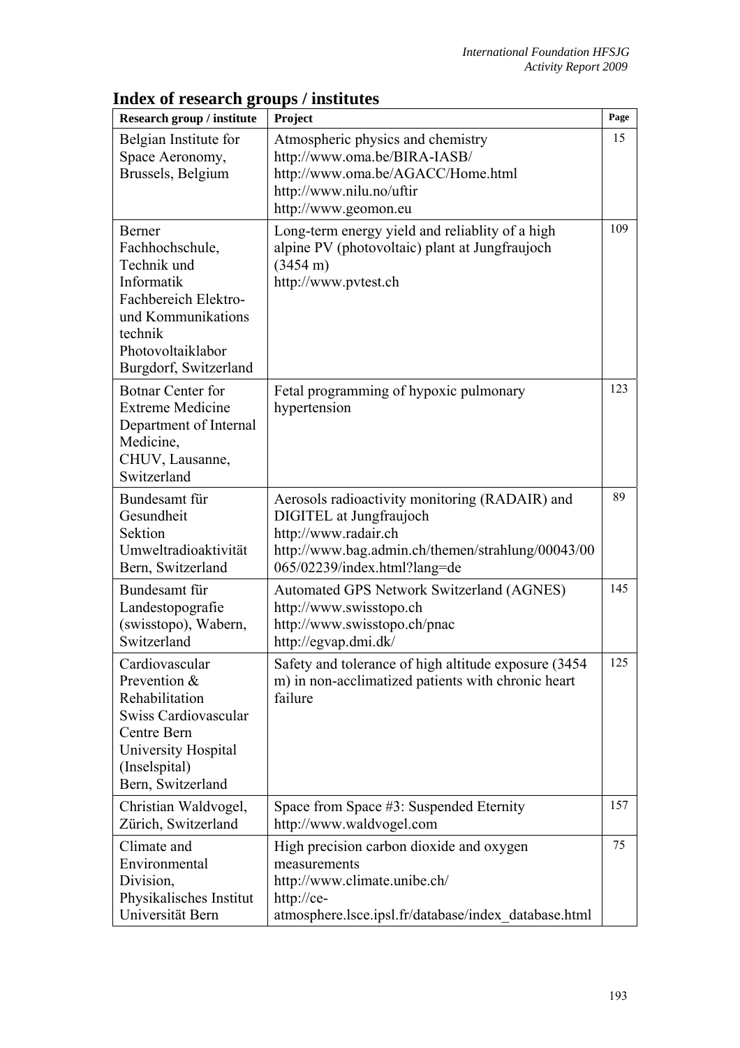# Index of research groups / institutes

| Research group / institute | Project | Page |
|---|---|---|
| Belgian Institute for Space Aeronomy, Brussels, Belgium | Atmospheric physics and chemistry<br>http://www.oma.be/BIRA-IASB/<br>http://www.oma.be/AGACC/Home.html<br>http://www.nilu.no/uftir<br>http://www.geomon.eu | 15 |
| Berner Fachhochschule, Technik und Informatik Fachbereich Elektro- und Kommunikations technik Photovoltaiklabor Burgdorf, Switzerland | Long-term energy yield and reliablity of a high alpine PV (photovoltaic) plant at Jungfraujoch (3454 m)<br>http://www.pvtest.ch | 109 |
| Botnar Center for Extreme Medicine Department of Internal Medicine, CHUV, Lausanne, Switzerland | Fetal programming of hypoxic pulmonary hypertension | 123 |
| Bundesamt für Gesundheit Sektion Umweltradioaktivität Bern, Switzerland | Aerosols radioactivity monitoring (RADAIR) and DIGITEL at Jungfraujoch<br>http://www.radair.ch<br>http://www.bag.admin.ch/themen/strahlung/00043/00065/02239/index.html?lang=de | 89 |
| Bundesamt für Landestopografie (swisstopo), Wabern, Switzerland | Automated GPS Network Switzerland (AGNES)<br>http://www.swisstopo.ch<br>http://www.swisstopo.ch/pnac<br>http://egvap.dmi.dk/ | 145 |
| Cardiovascular Prevention & Rehabilitation Swiss Cardiovascular Centre Bern University Hospital (Inselspital) Bern, Switzerland | Safety and tolerance of high altitude exposure (3454 m) in non-acclimatized patients with chronic heart failure | 125 |
| Christian Waldvogel, Zürich, Switzerland | Space from Space #3: Suspended Eternity<br>http://www.waldvogel.com | 157 |
| Climate and Environmental Division, Physikalisches Institut Universität Bern | High precision carbon dioxide and oxygen measurements<br>http://www.climate.unibe.ch/<br>http://ce-atmosphere.lsce.ipsl.fr/database/index_database.html | 75 |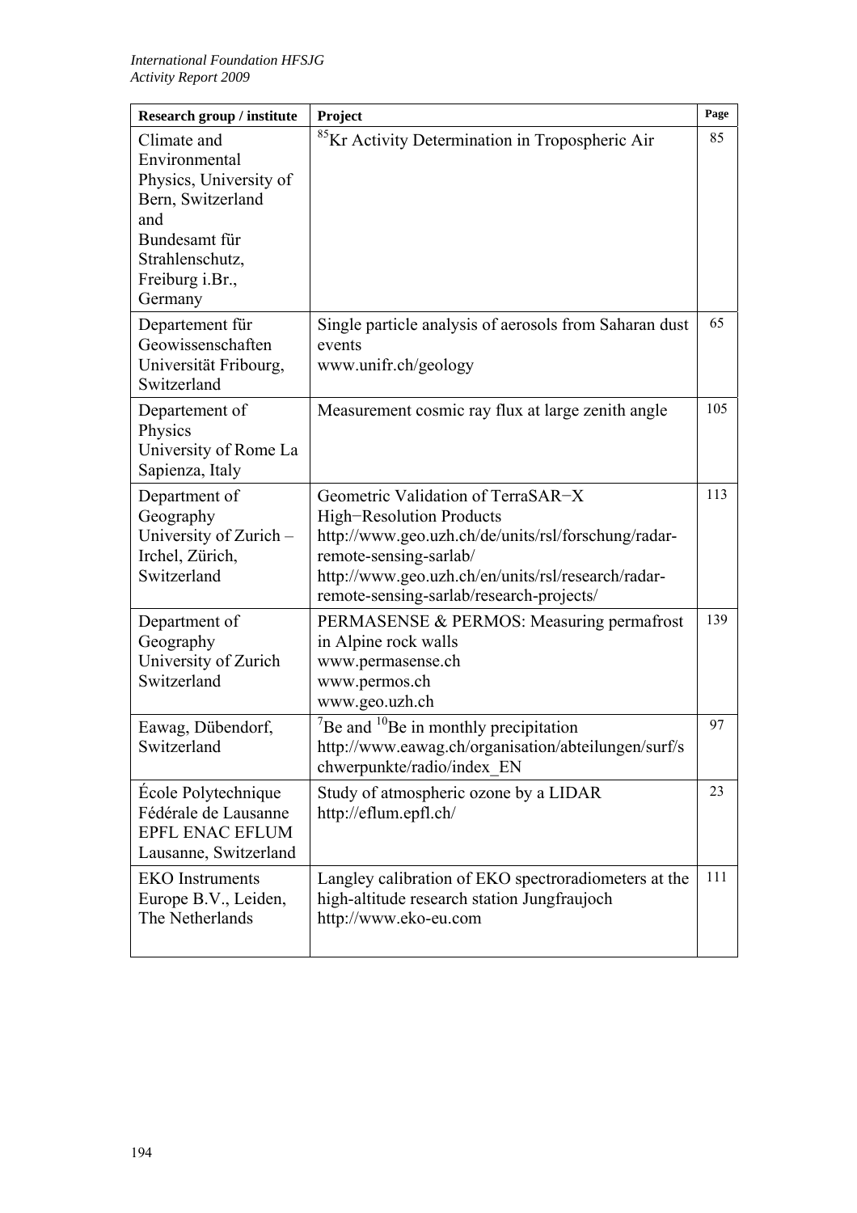| Research group / institute | Project | Page |
|---|---|---|
| Climate and Environmental Physics, University of Bern, Switzerland and Bundesamt für Strahlenschutz, Freiburg i.Br., Germany | $^{85}$Kr Activity Determination in Tropospheric Air | 85 |
| Departement für Geowissenschaften Universität Fribourg, Switzerland | Single particle analysis of aerosols from Saharan dust events www.unifr.ch/geology | 65 |
| Departement of Physics University of Rome La Sapienza, Italy | Measurement cosmic ray flux at large zenith angle | 105 |
| Department of Geography University of Zurich – Irchel, Zürich, Switzerland | Geometric Validation of TerraSAR−X High−Resolution Products http://www.geo.uzh.ch/de/units/rsl/forschung/radar-remote-sensing-sarlab/ http://www.geo.uzh.ch/en/units/rsl/research/radar-remote-sensing-sarlab/research-projects/ | 113 |
| Department of Geography University of Zurich Switzerland | PERMASENSE & PERMOS: Measuring permafrost in Alpine rock walls www.permasense.ch www.permos.ch www.geo.uzh.ch | 139 |
| Eawag, Dübendorf, Switzerland | $^{7}$Be and $^{10}$Be in monthly precipitation http://www.eawag.ch/organisation/abteilungen/surf/schwerpunkte/radio/index_EN | 97 |
| École Polytechnique Fédérale de Lausanne EPFL ENAC EFLUM Lausanne, Switzerland | Study of atmospheric ozone by a LIDAR http://eflum.epfl.ch/ | 23 |
| EKO Instruments Europe B.V., Leiden, The Netherlands | Langley calibration of EKO spectroradiometers at the high-altitude research station Jungfraujoch http://www.eko-eu.com | 111 |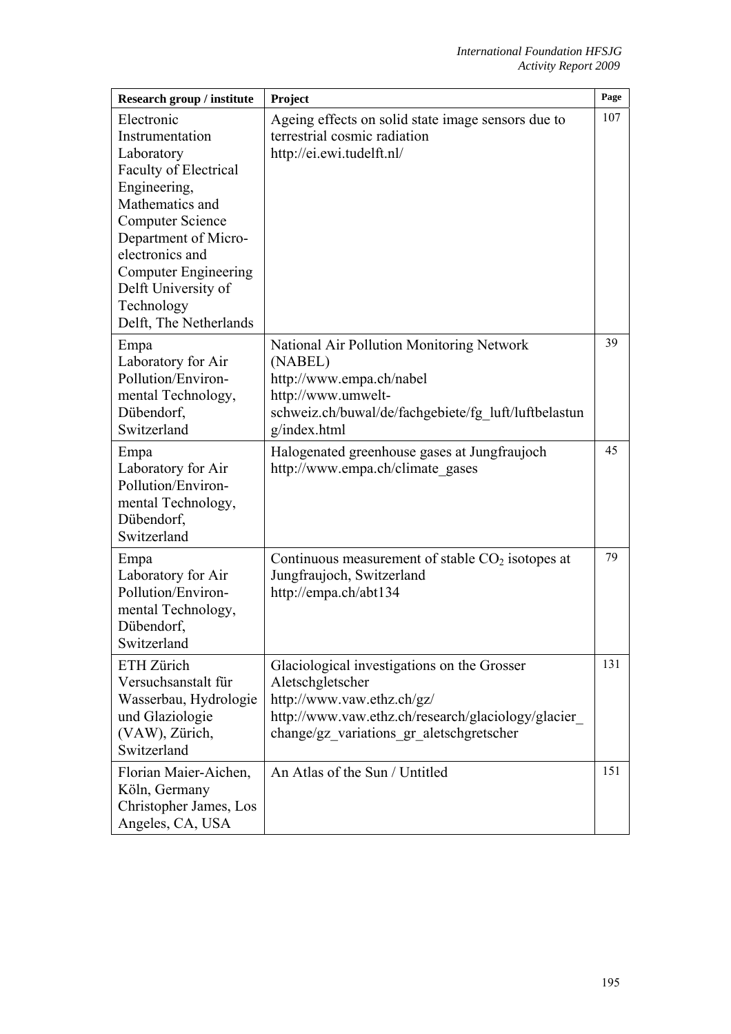| Research group / institute | Project | Page |
|---|---|---|
| Electronic Instrumentation Laboratory Faculty of Electrical Engineering, Mathematics and Computer Science Department of Micro-electronics and Computer Engineering Delft University of Technology Delft, The Netherlands | Ageing effects on solid state image sensors due to terrestrial cosmic radiation http://ei.ewi.tudelft.nl/ | 107 |
| Empa Laboratory for Air Pollution/Environ-mental Technology, Dübendorf, Switzerland | National Air Pollution Monitoring Network (NABEL) http://www.empa.ch/nabel http://www.umwelt-schweiz.ch/buwal/de/fachgebiete/fg_luft/luftbelastung/index.html | 39 |
| Empa Laboratory for Air Pollution/Environ-mental Technology, Dübendorf, Switzerland | Halogenated greenhouse gases at Jungfraujoch http://www.empa.ch/climate_gases | 45 |
| Empa Laboratory for Air Pollution/Environ-mental Technology, Dübendorf, Switzerland | Continuous measurement of stable $CO_2$ isotopes at Jungfraujoch, Switzerland http://empa.ch/abt134 | 79 |
| ETH Zürich Versuchsanstalt für Wasserbau, Hydrologie und Glaziologie (VAW), Zürich, Switzerland | Glaciological investigations on the Grosser Aletschgletscher http://www.vaw.ethz.ch/gz/ http://www.vaw.ethz.ch/research/glaciology/glacier_change/gz_variations_gr_aletschgretscher | 131 |
| Florian Maier-Aichen, Köln, Germany Christopher James, Los Angeles, CA, USA | An Atlas of the Sun / Untitled | 151 |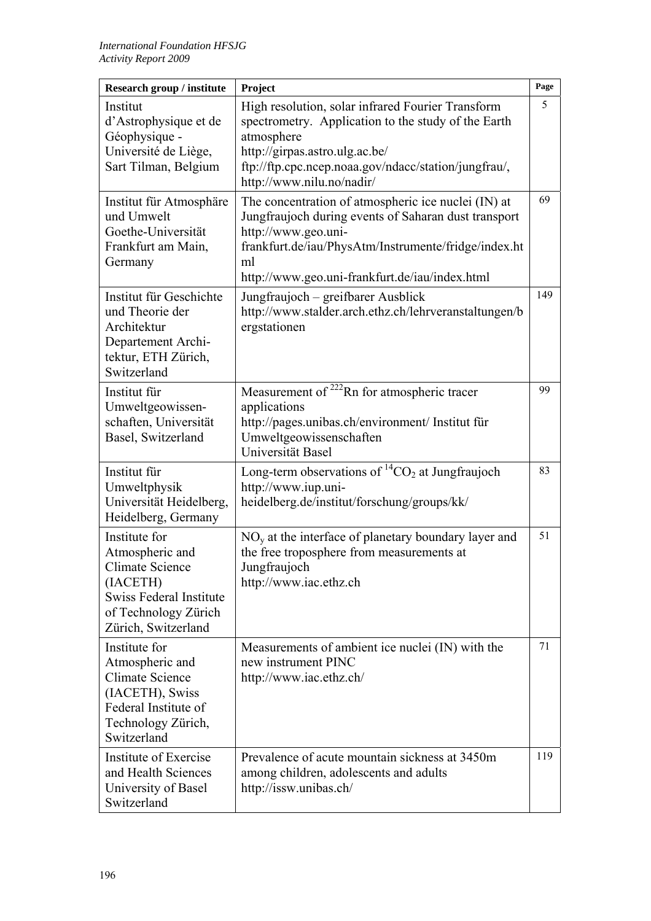| Research group / institute | Project | Page |
|---|---|---|
| Institut d'Astrophysique et de Géophysique - Université de Liège, Sart Tilman, Belgium | High resolution, solar infrared Fourier Transform spectrometry. Application to the study of the Earth atmosphere http://girpas.astro.ulg.ac.be/ ftp://ftp.cpc.ncep.noaa.gov/ndacc/station/jungfrau/, http://www.nilu.no/nadir/ | 5 |
| Institut für Atmosphäre und Umwelt Goethe-Universität Frankfurt am Main, Germany | The concentration of atmospheric ice nuclei (IN) at Jungfraujoch during events of Saharan dust transport http://www.geo.uni-frankfurt.de/iau/PhysAtm/Instrumente/fridge/index.html http://www.geo.uni-frankfurt.de/iau/index.html | 69 |
| Institut für Geschichte und Theorie der Architektur Departement Architektur, ETH Zürich, Switzerland | Jungfraujoch – greifbarer Ausblick http://www.stalder.arch.ethz.ch/lehrveranstaltungen/bergstationen | 149 |
| Institut für Umweltgeowissenschaften, Universität Basel, Switzerland | Measurement of $^{222}Rn$ for atmospheric tracer applications http://pages.unibas.ch/environment/ Institut für Umweltgeowissenschaften Universität Basel | 99 |
| Institut für Umweltphysik Universität Heidelberg, Heidelberg, Germany | Long-term observations of $^{14}CO_2$ at Jungfraujoch http://www.iup.uni-heidelberg.de/institut/forschung/groups/kk/ | 83 |
| Institute for Atmospheric and Climate Science (IACETH) Swiss Federal Institute of Technology Zürich Zürich, Switzerland | $NO_y$ at the interface of planetary boundary layer and the free troposphere from measurements at Jungfraujoch http://www.iac.ethz.ch | 51 |
| Institute for Atmospheric and Climate Science (IACETH), Swiss Federal Institute of Technology Zürich, Switzerland | Measurements of ambient ice nuclei (IN) with the new instrument PINC http://www.iac.ethz.ch/ | 71 |
| Institute of Exercise and Health Sciences University of Basel Switzerland | Prevalence of acute mountain sickness at 3450m among children, adolescents and adults http://issw.unibas.ch/ | 119 |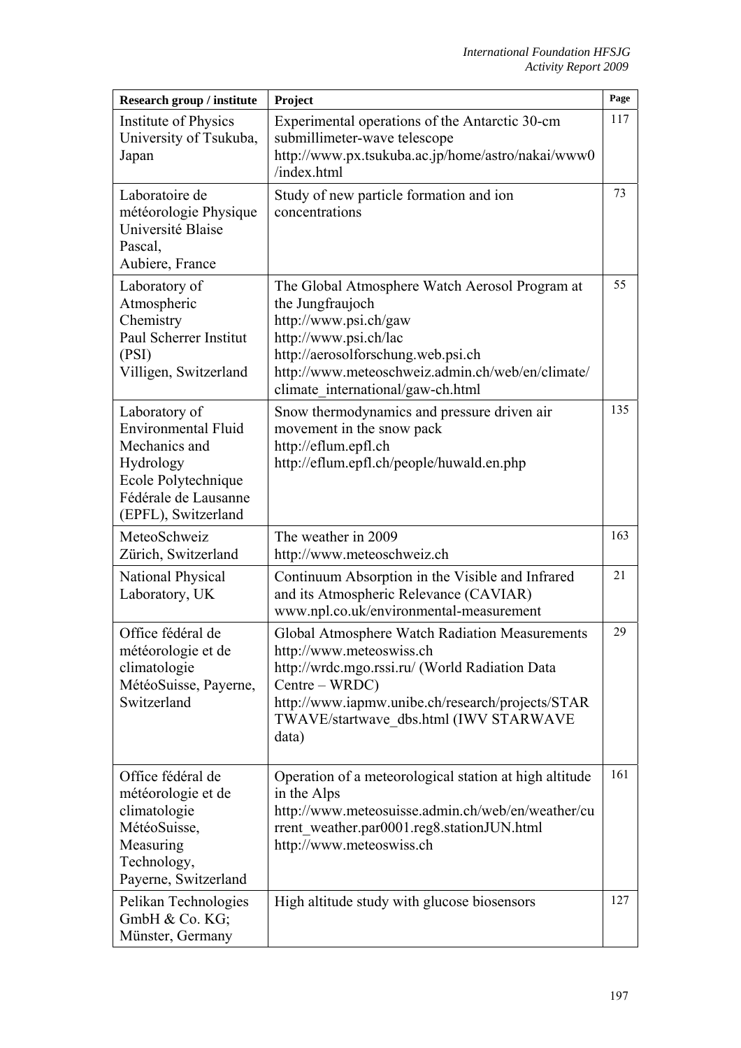| Research group / institute | Project | Page |
|---|---|---|
| Institute of Physics University of Tsukuba, Japan | Experimental operations of the Antarctic 30-cm submillimeter-wave telescope http://www.px.tsukuba.ac.jp/home/astro/nakai/www0/index.html | 117 |
| Laboratoire de météorologie Physique Université Blaise Pascal, Aubiere, France | Study of new particle formation and ion concentrations | 73 |
| Laboratory of Atmospheric Chemistry Paul Scherrer Institut (PSI) Villigen, Switzerland | The Global Atmosphere Watch Aerosol Program at the Jungfraujoch http://www.psi.ch/gaw http://www.psi.ch/lac http://aerosolforschung.web.psi.ch http://www.meteoschweiz.admin.ch/web/en/climate/climate_international/gaw-ch.html | 55 |
| Laboratory of Environmental Fluid Mechanics and Hydrology Ecole Polytechnique Fédérale de Lausanne (EPFL), Switzerland | Snow thermodynamics and pressure driven air movement in the snow pack http://eflum.epfl.ch http://eflum.epfl.ch/people/huwald.en.php | 135 |
| MeteoSchweiz Zürich, Switzerland | The weather in 2009 http://www.meteoschweiz.ch | 163 |
| National Physical Laboratory, UK | Continuum Absorption in the Visible and Infrared and its Atmospheric Relevance (CAVIAR) www.npl.co.uk/environmental-measurement | 21 |
| Office fédéral de météorologie et de climatologie MétéoSuisse, Payerne, Switzerland | Global Atmosphere Watch Radiation Measurements http://www.meteoswiss.ch http://wrdc.mgo.rssi.ru/ (World Radiation Data Centre – WRDC) http://www.iapmw.unibe.ch/research/projects/STARTWAVE/startwave_dbs.html (IWV STARWAVE data) | 29 |
| Office fédéral de météorologie et de climatologie MétéoSuisse, Measuring Technology, Payerne, Switzerland | Operation of a meteorological station at high altitude in the Alps http://www.meteosuisse.admin.ch/web/en/weather/current_weather.par0001.reg8.stationJUN.html http://www.meteoswiss.ch | 161 |
| Pelikan Technologies GmbH & Co. KG; Münster, Germany | High altitude study with glucose biosensors | 127 |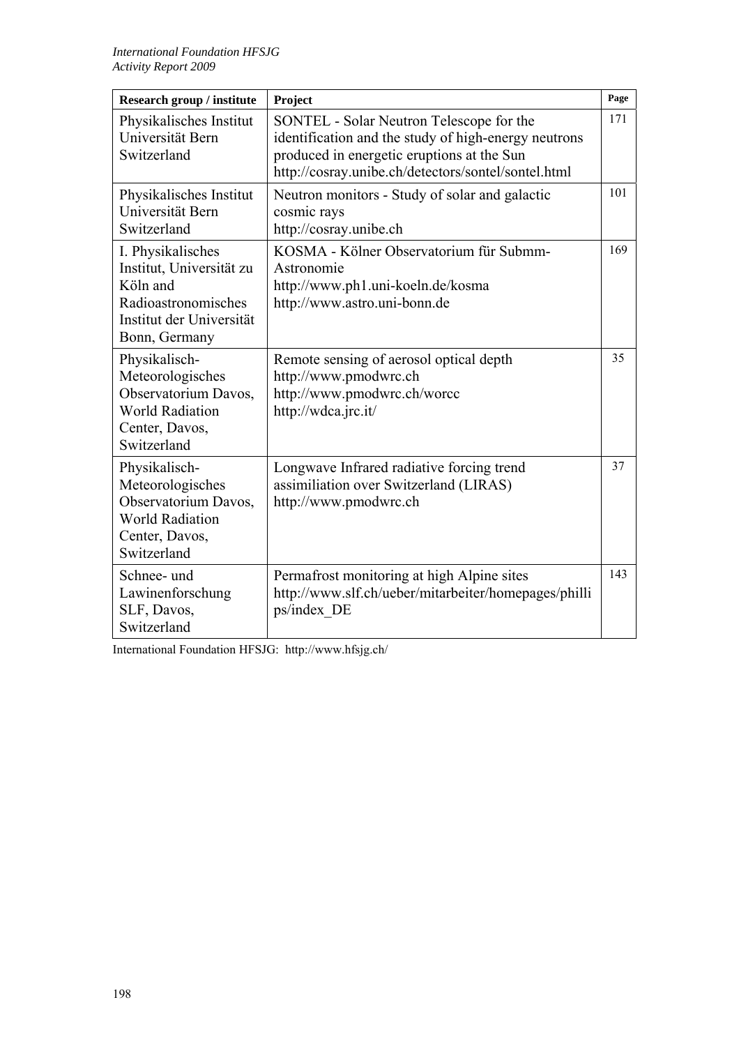| Research group / institute | Project | Page |
|---|---|---|
| Physikalisches Institut Universität Bern Switzerland | SONTEL - Solar Neutron Telescope for the identification and the study of high-energy neutrons produced in energetic eruptions at the Sun http://cosray.unibe.ch/detectors/sontel/sontel.html | 171 |
| Physikalisches Institut Universität Bern Switzerland | Neutron monitors - Study of solar and galactic cosmic rays http://cosray.unibe.ch | 101 |
| I. Physikalisches Institut, Universität zu Köln and Radioastronomisches Institut der Universität Bonn, Germany | KOSMA - Kölner Observatorium für Submm-Astronomie http://www.ph1.uni-koeln.de/kosma http://www.astro.uni-bonn.de | 169 |
| Physikalisch-Meteorologisches Observatorium Davos, World Radiation Center, Davos, Switzerland | Remote sensing of aerosol optical depth http://www.pmodwrc.ch http://www.pmodwrc.ch/worcc http://wdca.jrc.it/ | 35 |
| Physikalisch-Meteorologisches Observatorium Davos, World Radiation Center, Davos, Switzerland | Longwave Infrared radiative forcing trend assimiliation over Switzerland (LIRAS) http://www.pmodwrc.ch | 37 |
| Schnee- und Lawinenforschung SLF, Davos, Switzerland | Permafrost monitoring at high Alpine sites http://www.slf.ch/ueber/mitarbeiter/homepages/phillips/index_DE | 143 |

International Foundation HFSJG: http://www.hfsjg.ch/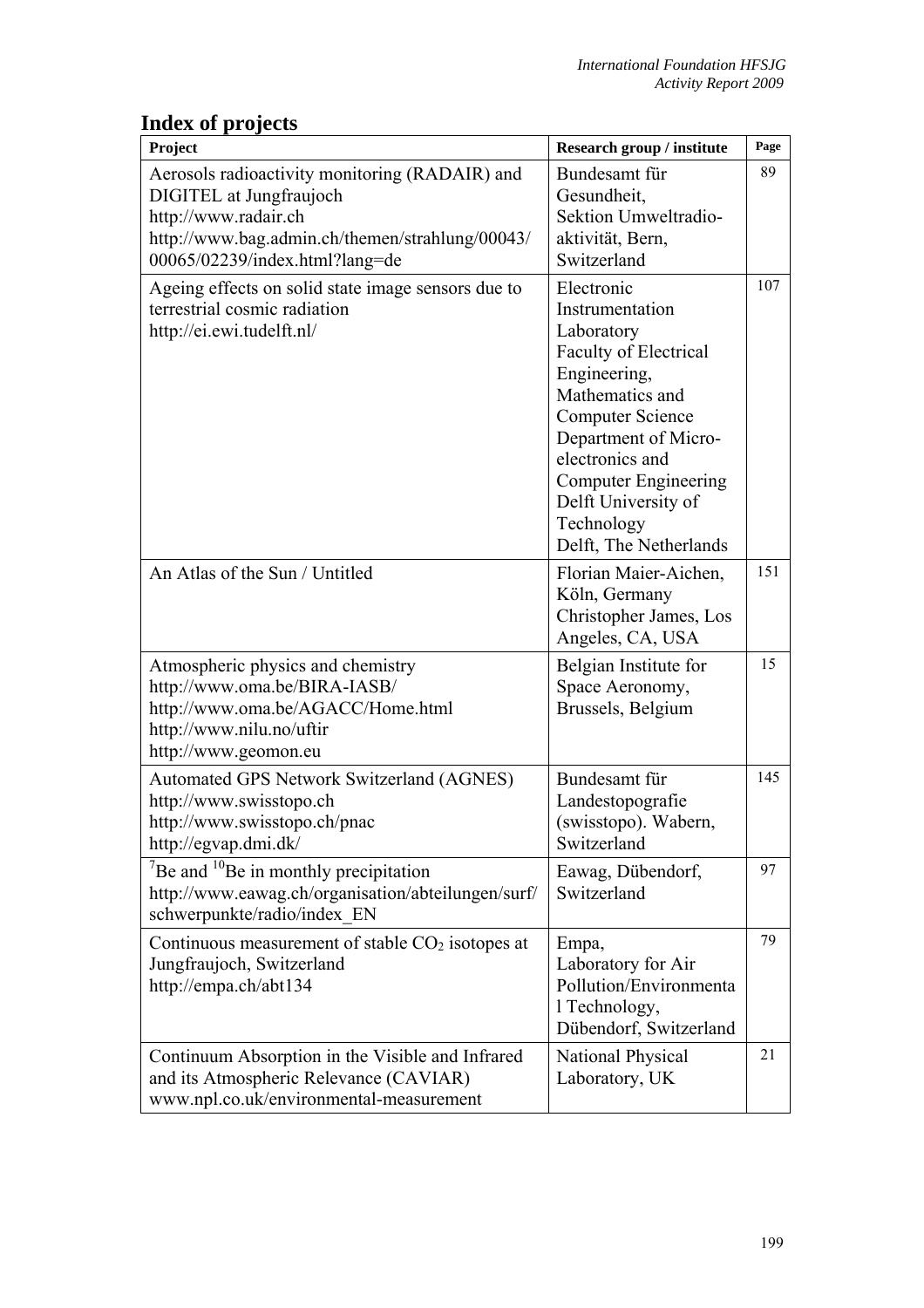## Index of projects

| Project | Research group / institute | Page |
|---|---|---|
| Aerosols radioactivity monitoring (RADAIR) and DIGITEL at Jungfraujoch http://www.radair.ch http://www.bag.admin.ch/themen/strahlung/00043/00065/02239/index.html?lang=de | Bundesamt für Gesundheit, Sektion Umweltradio-aktivität, Bern, Switzerland | 89 |
| Ageing effects on solid state image sensors due to terrestrial cosmic radiation http://ei.ewi.tudelft.nl/ | Electronic Instrumentation Laboratory Faculty of Electrical Engineering, Mathematics and Computer Science Department of Micro-electronics and Computer Engineering Delft University of Technology Delft, The Netherlands | 107 |
| An Atlas of the Sun / Untitled | Florian Maier-Aichen, Köln, Germany Christopher James, Los Angeles, CA, USA | 151 |
| Atmospheric physics and chemistry http://www.oma.be/BIRA-IASB/ http://www.oma.be/AGACC/Home.html http://www.nilu.no/uftir http://www.geomon.eu | Belgian Institute for Space Aeronomy, Brussels, Belgium | 15 |
| Automated GPS Network Switzerland (AGNES) http://www.swisstopo.ch http://www.swisstopo.ch/pnac http://egvap.dmi.dk/ | Bundesamt für Landestopografie (swisstopo). Wabern, Switzerland | 145 |
| $^{7}$Be and $^{10}$Be in monthly precipitation http://www.eawag.ch/organisation/abteilungen/surf/schwerpunkte/radio/index_EN | Eawag, Dübendorf, Switzerland | 97 |
| Continuous measurement of stable $CO_2$ isotopes at Jungfraujoch, Switzerland http://empa.ch/abt134 | Empa, Laboratory for Air Pollution/Environmental Technology, Dübendorf, Switzerland | 79 |
| Continuum Absorption in the Visible and Infrared and its Atmospheric Relevance (CAVIAR) www.npl.co.uk/environmental-measurement | National Physical Laboratory, UK | 21 |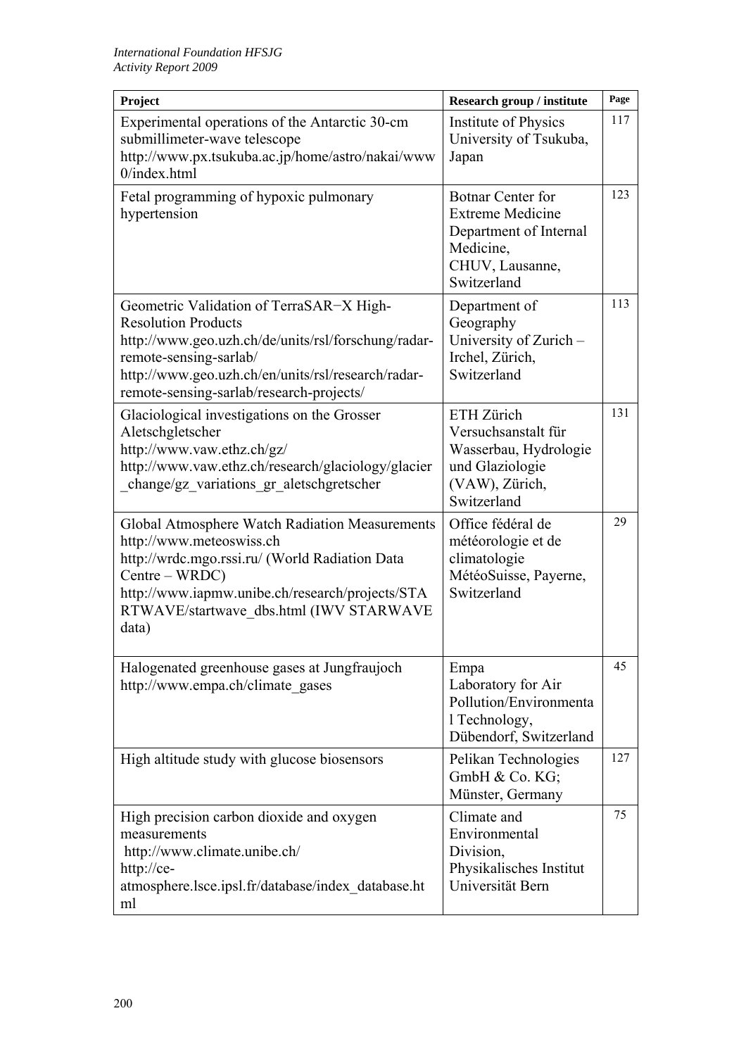| Project | Research group / institute | Page |
|---|---|---|
| Experimental operations of the Antarctic 30-cm submillimeter-wave telescope http://www.px.tsukuba.ac.jp/home/astro/nakai/www0/index.html | Institute of Physics University of Tsukuba, Japan | 117 |
| Fetal programming of hypoxic pulmonary hypertension | Botnar Center for Extreme Medicine Department of Internal Medicine, CHUV, Lausanne, Switzerland | 123 |
| Geometric Validation of TerraSAR−X High-Resolution Products http://www.geo.uzh.ch/de/units/rsl/forschung/radar-remote-sensing-sarlab/ http://www.geo.uzh.ch/en/units/rsl/research/radar-remote-sensing-sarlab/research-projects/ | Department of Geography University of Zurich – Irchel, Zürich, Switzerland | 113 |
| Glaciological investigations on the Grosser Aletschgletscher http://www.vaw.ethz.ch/gz/ http://www.vaw.ethz.ch/research/glaciology/glacier_change/gz_variations_gr_aletschgretscher | ETH Zürich Versuchsanstalt für Wasserbau, Hydrologie und Glaziologie (VAW), Zürich, Switzerland | 131 |
| Global Atmosphere Watch Radiation Measurements http://www.meteoswiss.ch http://wrdc.mgo.rssi.ru/ (World Radiation Data Centre – WRDC) http://www.iapmw.unibe.ch/research/projects/STARTWAVE/startwave_dbs.html (IWV STARWAVE data) | Office fédéral de météorologie et de climatologie MétéoSuisse, Payerne, Switzerland | 29 |
| Halogenated greenhouse gases at Jungfraujoch http://www.empa.ch/climate_gases | Empa Laboratory for Air Pollution/Environmental Technology, Dübendorf, Switzerland | 45 |
| High altitude study with glucose biosensors | Pelikan Technologies GmbH & Co. KG; Münster, Germany | 127 |
| High precision carbon dioxide and oxygen measurements http://www.climate.unibe.ch/ http://ce-atmosphere.lsce.ipsl.fr/database/index_database.html | Climate and Environmental Division, Physikalisches Institut Universität Bern | 75 |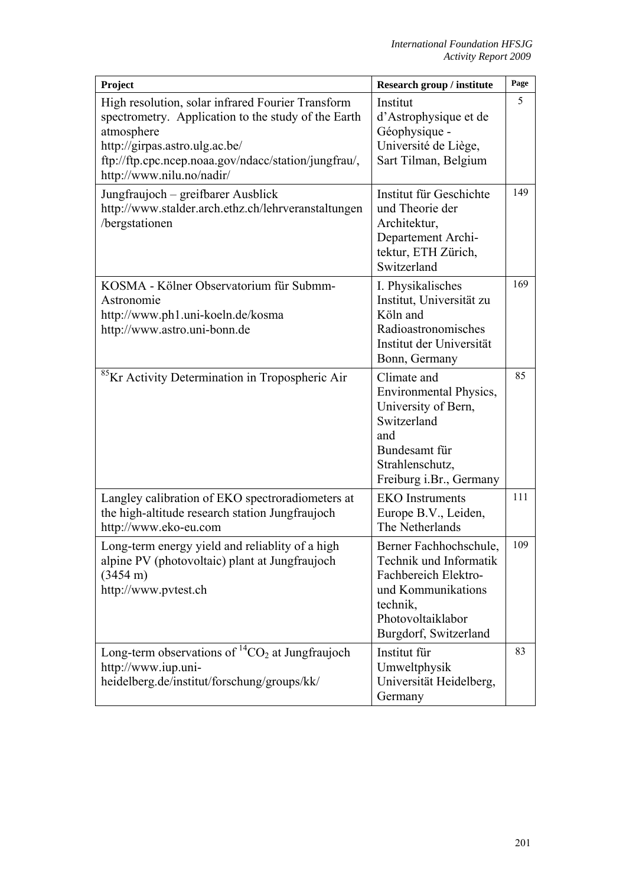| Project | Research group / institute | Page |
|---|---|---|
| High resolution, solar infrared Fourier Transform spectrometry. Application to the study of the Earth atmosphere http://girpas.astro.ulg.ac.be/ ftp://ftp.cpc.ncep.noaa.gov/ndacc/station/jungfrau/, http://www.nilu.no/nadir/ | Institut d'Astrophysique et de Géophysique - Université de Liège, Sart Tilman, Belgium | 5 |
| Jungfraujoch – greifbarer Ausblick http://www.stalder.arch.ethz.ch/lehrveranstaltungen/bergstationen | Institut für Geschichte und Theorie der Architektur, Departement Architektur, ETH Zürich, Switzerland | 149 |
| KOSMA - Kölner Observatorium für Submm-Astronomie http://www.ph1.uni-koeln.de/kosma http://www.astro.uni-bonn.de | I. Physikalisches Institut, Universität zu Köln and Radioastronomisches Institut der Universität Bonn, Germany | 169 |
| $^{85}$Kr Activity Determination in Tropospheric Air | Climate and Environmental Physics, University of Bern, Switzerland and Bundesamt für Strahlenschutz, Freiburg i.Br., Germany | 85 |
| Langley calibration of EKO spectroradiometers at the high-altitude research station Jungfraujoch http://www.eko-eu.com | EKO Instruments Europe B.V., Leiden, The Netherlands | 111 |
| Long-term energy yield and reliablity of a high alpine PV (photovoltaic) plant at Jungfraujoch (3454 m) http://www.pvtest.ch | Berner Fachhochschule, Technik und Informatik Fachbereich Elektro- und Kommunikations technik, Photovoltaiklabor Burgdorf, Switzerland | 109 |
| Long-term observations of $^{14}CO_2$ at Jungfraujoch http://www.iup.uni-heidelberg.de/institut/forschung/groups/kk/ | Institut für Umweltphysik Universität Heidelberg, Germany | 83 |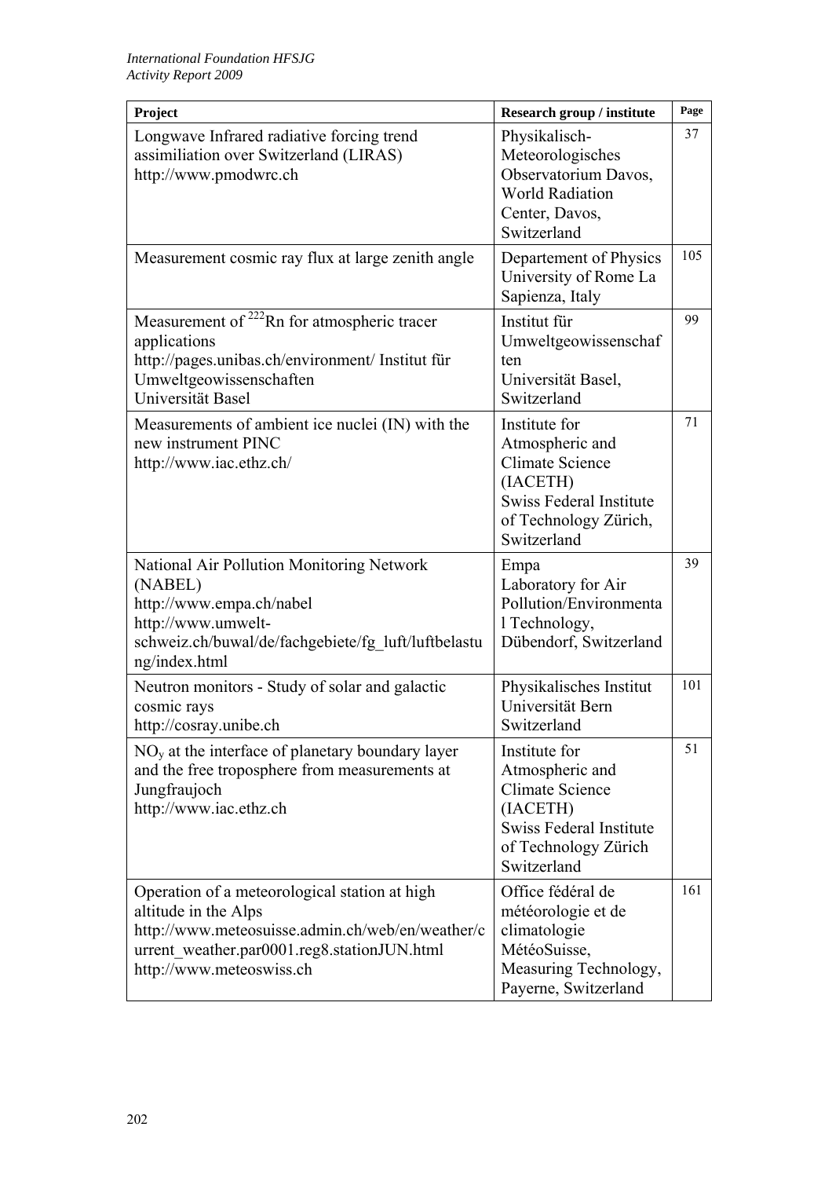| Project | Research group / institute | Page |
|---|---|---|
| Longwave Infrared radiative forcing trend assimiliation over Switzerland (LIRAS) http://www.pmodwrc.ch | Physikalisch-Meteorologisches Observatorium Davos, World Radiation Center, Davos, Switzerland | 37 |
| Measurement cosmic ray flux at large zenith angle | Departement of Physics University of Rome La Sapienza, Italy | 105 |
| Measurement of $^{222}$Rn for atmospheric tracer applications http://pages.unibas.ch/environment/ Institut für Umweltgeowissenschaften Universität Basel | Institut für Umweltgeowissenschaften Universität Basel, Switzerland | 99 |
| Measurements of ambient ice nuclei (IN) with the new instrument PINC http://www.iac.ethz.ch/ | Institute for Atmospheric and Climate Science (IACETH) Swiss Federal Institute of Technology Zürich, Switzerland | 71 |
| National Air Pollution Monitoring Network (NABEL) http://www.empa.ch/nabel http://www.umwelt-schweiz.ch/buwal/de/fachgebiete/fg_luft/luftbelastung/index.html | Empa Laboratory for Air Pollution/Environmental Technology, Dübendorf, Switzerland | 39 |
| Neutron monitors - Study of solar and galactic cosmic rays http://cosray.unibe.ch | Physikalisches Institut Universität Bern Switzerland | 101 |
| $NO_y$ at the interface of planetary boundary layer and the free troposphere from measurements at Jungfraujoch http://www.iac.ethz.ch | Institute for Atmospheric and Climate Science (IACETH) Swiss Federal Institute of Technology Zürich Switzerland | 51 |
| Operation of a meteorological station at high altitude in the Alps http://www.meteosuisse.admin.ch/web/en/weather/current_weather.par0001.reg8.stationJUN.html http://www.meteoswiss.ch | Office fédéral de météorologie et de climatologie MétéoSuisse, Measuring Technology, Payerne, Switzerland | 161 |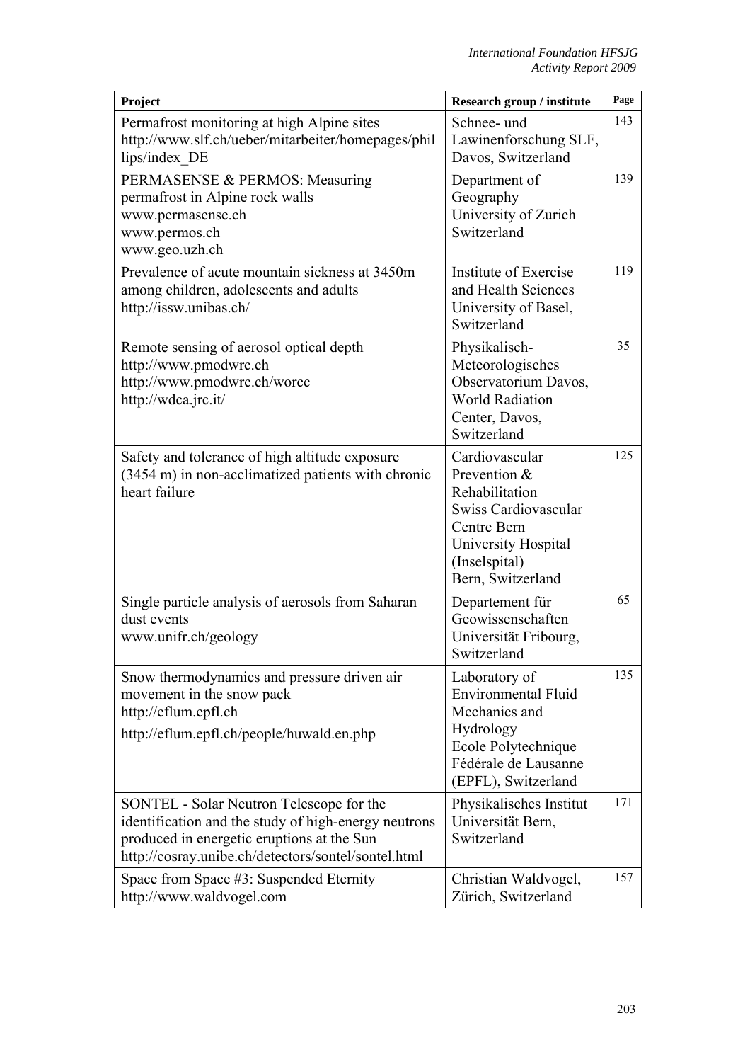| Project | Research group / institute | Page |
|---|---|---|
| Permafrost monitoring at high Alpine sites http://www.slf.ch/ueber/mitarbeiter/homepages/phillips/index_DE | Schnee- und Lawinenforschung SLF, Davos, Switzerland | 143 |
| PERMASENSE & PERMOS: Measuring permafrost in Alpine rock walls www.permasense.ch www.permos.ch www.geo.uzh.ch | Department of Geography University of Zurich Switzerland | 139 |
| Prevalence of acute mountain sickness at 3450m among children, adolescents and adults http://issw.unibas.ch/ | Institute of Exercise and Health Sciences University of Basel, Switzerland | 119 |
| Remote sensing of aerosol optical depth http://www.pmodwrc.ch http://www.pmodwrc.ch/worcc http://wdca.jrc.it/ | Physikalisch-Meteorologisches Observatorium Davos, World Radiation Center, Davos, Switzerland | 35 |
| Safety and tolerance of high altitude exposure (3454 m) in non-acclimatized patients with chronic heart failure | Cardiovascular Prevention & Rehabilitation Swiss Cardiovascular Centre Bern University Hospital (Inselspital) Bern, Switzerland | 125 |
| Single particle analysis of aerosols from Saharan dust events www.unifr.ch/geology | Departement für Geowissenschaften Universität Fribourg, Switzerland | 65 |
| Snow thermodynamics and pressure driven air movement in the snow pack http://eflum.epfl.ch http://eflum.epfl.ch/people/huwald.en.php | Laboratory of Environmental Fluid Mechanics and Hydrology Ecole Polytechnique Fédérale de Lausanne (EPFL), Switzerland | 135 |
| SONTEL - Solar Neutron Telescope for the identification and the study of high-energy neutrons produced in energetic eruptions at the Sun http://cosray.unibe.ch/detectors/sontel/sontel.html | Physikalisches Institut Universität Bern, Switzerland | 171 |
| Space from Space #3: Suspended Eternity http://www.waldvogel.com | Christian Waldvogel, Zürich, Switzerland | 157 |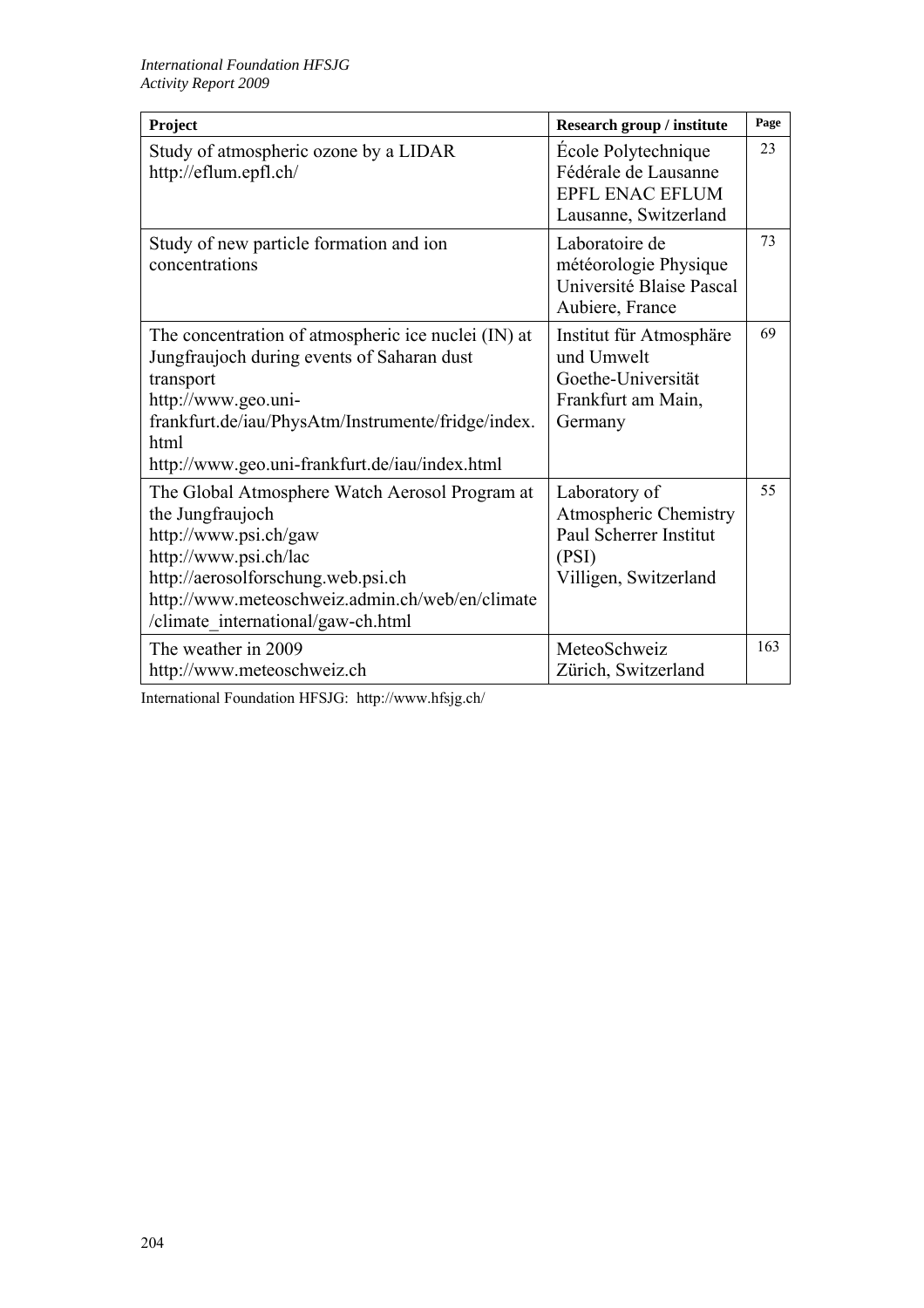| Project | Research group / institute | Page |
|---|---|---|
| Study of atmospheric ozone by a LIDAR<br>http://eflum.epfl.ch/ | École Polytechnique Fédérale de Lausanne<br>EPFL ENAC EFLUM<br>Lausanne, Switzerland | 23 |
| Study of new particle formation and ion concentrations | Laboratoire de météorologie Physique<br>Université Blaise Pascal<br>Aubiere, France | 73 |
| The concentration of atmospheric ice nuclei (IN) at Jungfraujoch during events of Saharan dust transport<br>http://www.geo.uni-frankfurt.de/iau/PhysAtm/Instrumente/fridge/index.html<br>http://www.geo.uni-frankfurt.de/iau/index.html | Institut für Atmosphäre und Umwelt<br>Goethe-Universität<br>Frankfurt am Main, Germany | 69 |
| The Global Atmosphere Watch Aerosol Program at the Jungfraujoch<br>http://www.psi.ch/gaw<br>http://www.psi.ch/lac<br>http://aerosolforschung.web.psi.ch<br>http://www.meteoschweiz.admin.ch/web/en/climate/climate_international/gaw-ch.html | Laboratory of Atmospheric Chemistry<br>Paul Scherrer Institut (PSI)<br>Villigen, Switzerland | 55 |
| The weather in 2009<br>http://www.meteoschweiz.ch | MeteoSchweiz<br>Zürich, Switzerland | 163 |

International Foundation HFSJG: http://www.hfsjg.ch/